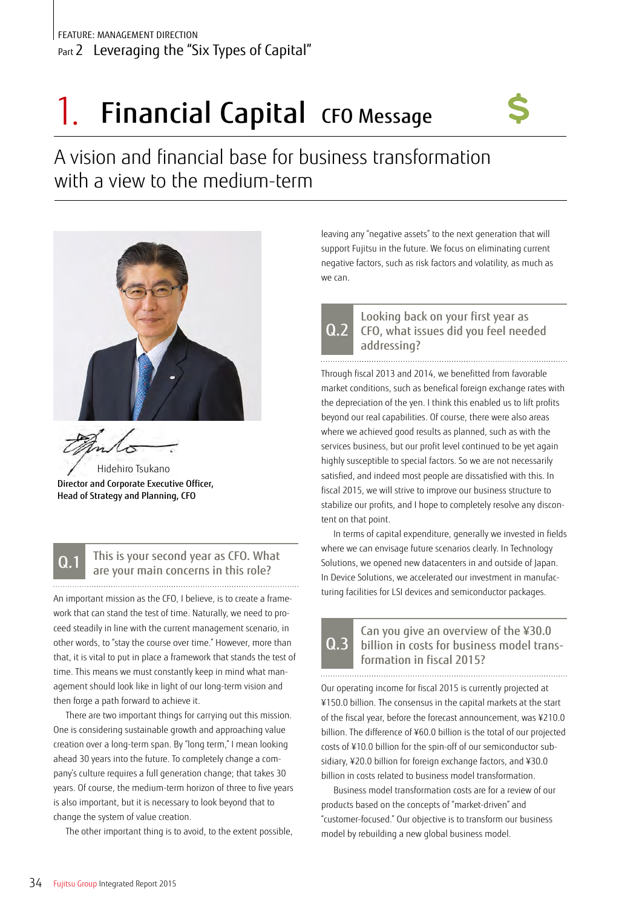FEATURE: MANAGEMENT DIRECTION

Part 2 Leveraging the "Six Types of Capital"

# 1. Financial Capital CFO Message

## A vision and financial base for business transformation with a view to the medium-term

Hidehiro Tsukano

**Director and Corporate Executive Officer, Head of Strategy and Planning, CFO**

### Q.1 This is your second year as CFO. What are your main concerns in this role?

An important mission as the CFO, I believe, is to create a framework that can stand the test of time. Naturally, we need to proceed steadily in line with the current management scenario, in other words, to "stay the course over time." However, more than that, it is vital to put in place a framework that stands the test of time. This means we must constantly keep in mind what management should look like in light of our long-term vision and then forge a path forward to achieve it.

There are two important things for carrying out this mission. One is considering sustainable growth and approaching value creation over a long-term span. By "long term," I mean looking ahead 30 years into the future. To completely change a company's culture requires a full generation change; that takes 30 years. Of course, the medium-term horizon of three to five years is also important, but it is necessary to look beyond that to change the system of value creation.

The other important thing is to avoid, to the extent possible, leaving any "negative assets" to the next generation that will support Fujitsu in the future. We focus on eliminating current negative factors, such as risk factors and volatility, as much as we can.

### Q.2 Looking back on your first year as CFO, what issues did you feel needed addressing?

Through fiscal 2013 and 2014, we benefitted from favorable market conditions, such as benefical foreign exchange rates with the depreciation of the yen. I think this enabled us to lift profits beyond our real capabilities. Of course, there were also areas where we achieved good results as planned, such as with the services business, but our profit level continued to be yet again highly susceptible to special factors. So we are not necessarily satisfied, and indeed most people are dissatisfied with this. In fiscal 2015, we will strive to improve our business structure to stabilize our profits, and I hope to completely resolve any discontent on that point.

In terms of capital expenditure, generally we invested in fields where we can envisage future scenarios clearly. In Technology Solutions, we opened new datacenters in and outside of Japan. In Device Solutions, we accelerated our investment in manufacturing facilities for LSI devices and semiconductor packages.

### Q.3 Can you give an overview of the ¥30.0 billion in costs for business model transformation in fiscal 2015?

Our operating income for fiscal 2015 is currently projected at ¥150.0 billion. The consensus in the capital markets at the start of the fiscal year, before the forecast announcement, was ¥210.0 billion. The difference of ¥60.0 billion is the total of our projected costs of ¥10.0 billion for the spin-off of our semiconductor subsidiary, ¥20.0 billion for foreign exchange factors, and ¥30.0 billion in costs related to business model transformation.

Business model transformation costs are for a review of our products based on the concepts of "market-driven" and "customer-focused." Our objective is to transform our business model by rebuilding a new global business model.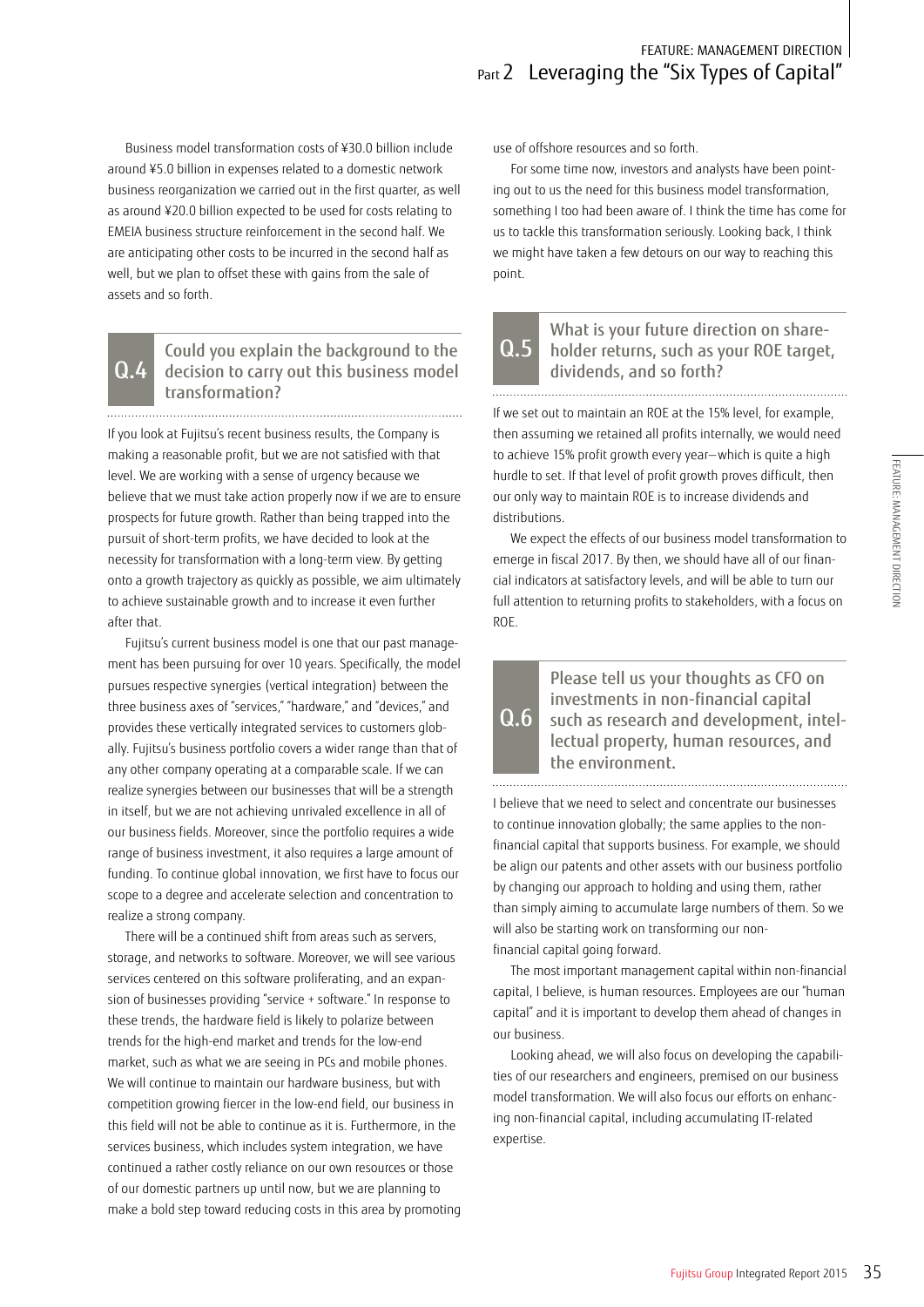Business model transformation costs of ¥30.0 billion include around ¥5.0 billion in expenses related to a domestic network business reorganization we carried out in the first quarter, as well as around ¥20.0 billion expected to be used for costs relating to EMEIA business structure reinforcement in the second half. We are anticipating other costs to be incurred in the second half as well, but we plan to offset these with gains from the sale of assets and so forth.

## Q.4 Could you explain the background to the decision to carry out this business model transformation?

If you look at Fujitsu's recent business results, the Company is making a reasonable profit, but we are not satisfied with that level. We are working with a sense of urgency because we believe that we must take action properly now if we are to ensure prospects for future growth. Rather than being trapped into the pursuit of short-term profits, we have decided to look at the necessity for transformation with a long-term view. By getting onto a growth trajectory as quickly as possible, we aim ultimately to achieve sustainable growth and to increase it even further after that.

Fujitsu's current business model is one that our past management has been pursuing for over 10 years. Specifically, the model pursues respective synergies (vertical integration) between the three business axes of "services," "hardware," and "devices," and provides these vertically integrated services to customers globally. Fujitsu's business portfolio covers a wider range than that of any other company operating at a comparable scale. If we can realize synergies between our businesses that will be a strength in itself, but we are not achieving unrivaled excellence in all of our business fields. Moreover, since the portfolio requires a wide range of business investment, it also requires a large amount of funding. To continue global innovation, we first have to focus our scope to a degree and accelerate selection and concentration to realize a strong company.

There will be a continued shift from areas such as servers, storage, and networks to software. Moreover, we will see various services centered on this software proliferating, and an expansion of businesses providing "service + software." In response to these trends, the hardware field is likely to polarize between trends for the high-end market and trends for the low-end market, such as what we are seeing in PCs and mobile phones. We will continue to maintain our hardware business, but with competition growing fiercer in the low-end field, our business in this field will not be able to continue as it is. Furthermore, in the services business, which includes system integration, we have continued a rather costly reliance on our own resources or those of our domestic partners up until now, but we are planning to make a bold step toward reducing costs in this area by promoting use of offshore resources and so forth.

For some time now, investors and analysts have been pointing out to us the need for this business model transformation, something I too had been aware of. I think the time has come for us to tackle this transformation seriously. Looking back, I think we might have taken a few detours on our way to reaching this point.

## Q.5 What is your future direction on shareholder returns, such as your ROE target, dividends, and so forth?

If we set out to maintain an ROE at the 15% level, for example, then assuming we retained all profits internally, we would need to achieve 15% profit growth every year—which is quite a high hurdle to set. If that level of profit growth proves difficult, then our only way to maintain ROE is to increase dividends and distributions.

We expect the effects of our business model transformation to emerge in fiscal 2017. By then, we should have all of our financial indicators at satisfactory levels, and will be able to turn our full attention to returning profits to stakeholders, with a focus on ROE.

## Q.6 Please tell us your thoughts as CFO on investments in non-financial capital such as research and development, intellectual property, human resources, and the environment.

I believe that we need to select and concentrate our businesses to continue innovation globally; the same applies to the non-financial capital that supports business. For example, we should be align our patents and other assets with our business portfolio by changing our approach to holding and using them, rather than simply aiming to accumulate large numbers of them. So we will also be starting work on transforming our non-financial capital going forward.

The most important management capital within non-financial capital, I believe, is human resources. Employees are our "human capital" and it is important to develop them ahead of changes in our business.

Looking ahead, we will also focus on developing the capabilities of our researchers and engineers, premised on our business model transformation. We will also focus our efforts on enhancing non-financial capital, including accumulating IT-related expertise.